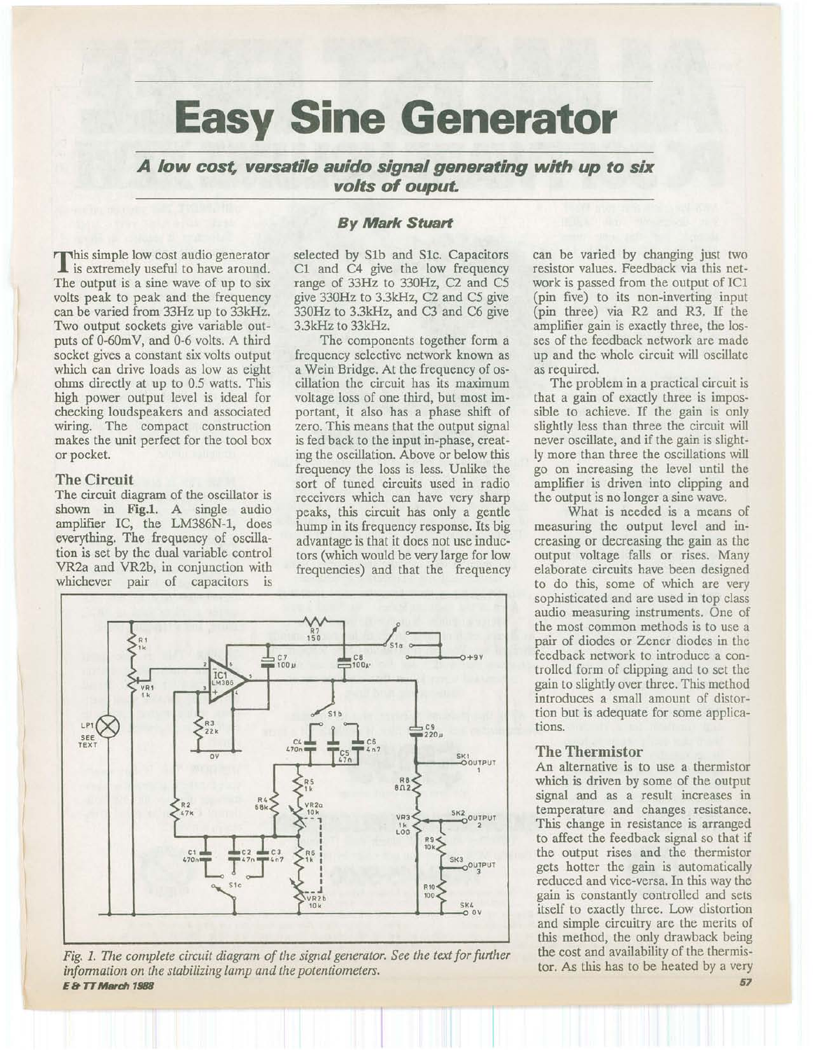# Easy Sine Generator

***A low cost, versatile auido signal generating with up to six volts of ouput.***

**By Mark Stuart**

This simple low cost audio generator is extremely useful to have around. The output is a sine wave of up to six volts peak to peak and the frequency can be varied from 33Hz up to 33kHz. Two output sockets give variable outputs of 0-60mV, and 0-6 volts. A third socket gives a constant six volts output which can drive loads as low as eight ohms directly at up to 0.5 watts. This high power output level is ideal for checking loudspeakers and associated wiring. The compact construction makes the unit perfect for the tool box or pocket.

## The Circuit

The circuit diagram of the oscillator is shown in **Fig.1**. A single audio amplifier IC, the LM386N-1, does everything. The frequency of oscillation is set by the dual variable control VR2a and VR2b, in conjunction with whichever pair of capacitors is selected by S1b and S1c. Capacitors C1 and C4 give the low frequency range of 33Hz to 330Hz, C2 and C5 give 330Hz to 3.3kHz, C2 and C5 give 330Hz to 3.3kHz, and C3 and C6 give 3.3kHz to 33kHz.

The components together form a frequency selective network known as a Wein Bridge. At the frequency of oscillation the circuit has its maximum voltage loss of one third, but most important, it also has a phase shift of zero. This means that the output signal is fed back to the input in-phase, creating the oscillation. Above or below this frequency the loss is less. Unlike the sort of tuned circuits used in radio receivers which can have very sharp peaks, this circuit has only a gentle hump in its frequency response. Its big advantage is that it does not use inductors (which would be very large for low frequencies) and that the frequency can be varied by changing just two resistor values. Feedback via this network is passed from the output of IC1 (pin five) to its non-inverting input (pin three) via R2 and R3. If the amplifier gain is exactly three, the losses of the feedback network are made up and the whole circuit will oscillate as required.

The problem in a practical circuit is that a gain of exactly three is impossible to achieve. If the gain is only slightly less than three the circuit will never oscillate, and if the gain is slightly more than three the oscillations will go on increasing the level until the amplifier is driven into clipping and the output is no longer a sine wave.

What is needed is a means of measuring the output level and increasing or decreasing the gain as the output voltage falls or rises. Many elaborate circuits have been designed to do this, some of which are very sophisticated and are used in top class audio measuring instruments. One of the most common methods is to use a pair of diodes or Zener diodes in the feedback network to introduce a controlled form of clipping and to set the gain to slightly over three. This method introduces a small amount of distortion but is adequate for some applications.

*Fig. 1. The complete circuit diagram of the signal generator. See the text for further information on the stabilizing lamp and the potentiometers.*

## The Thermistor

An alternative is to use a thermistor which is driven by some of the output signal and as a result increases in temperature and changes resistance. This change in resistance is arranged to affect the feedback signal so that if the output rises and the thermistor gets hotter the gain is automatically reduced and vice-versa. In this way the gain is constantly controlled and sets itself to exactly three. Low distortion and simple circuitry are the merits of this method, the only drawback being the cost and availability of the thermistor. As this has to be heated by a very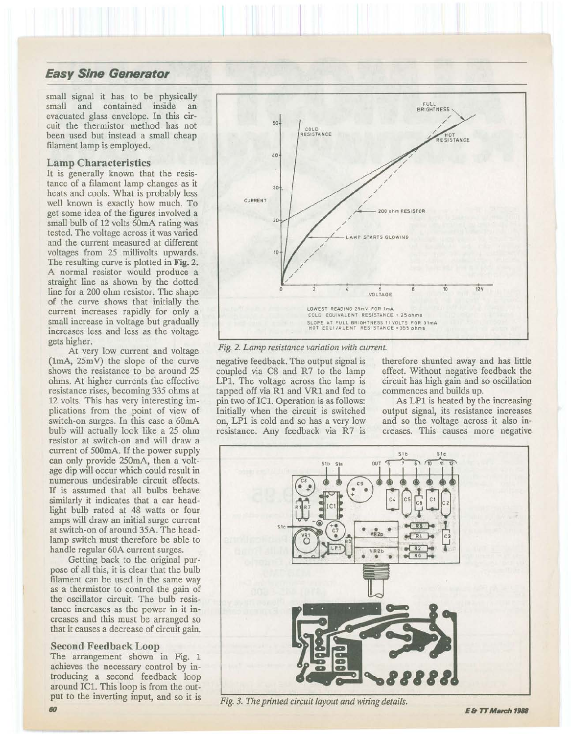small signal it has to be physically small and contained inside an evacuated glass envelope. In this circuit the thermistor method has not been used but instead a small cheap filament lamp is employed.

## Lamp Characteristics

It is generally known that the resistance of a filament lamp changes as it heats and cools. What is probably less well known is exactly how much. To get some idea of the figures involved a small bulb of 12 volts 60mA rating was tested. The voltage across it was varied and the current measured at different voltages from 25 millivolts upwards. The resulting curve is plotted in **Fig. 2.** A normal resistor would produce a straight line as shown by the dotted line for a 200 ohm resistor. The shape of the curve shows that initially the current increases rapidly for only a small increase in voltage but gradually increases less and less as the voltage gets higher.

At very low current and voltage (1mA, 25mV) the slope of the curve shows the resistance to be around 25 ohms. At higher currents the effective resistance rises, becoming 335 ohms at 12 volts. This has very interesting implications from the point of view of switch-on surges. In this case a 60mA bulb will actually look like a 25 ohm resistor at switch-on and will draw a current of 500mA. If the power supply can only provide 250mA, then a voltage dip will occur which could result in numerous undesirable circuit effects. If is assumed that all bulbs behave similarly it indicates that a car headlight bulb rated at 48 watts or four amps will draw an initial surge current at switch-on of around 35A. The headlamp switch must therefore be able to handle regular 60A current surges.

Getting back to the original purpose of all this, it is clear that the bulb filament can be used in the same way as a thermistor to control the gain of the oscillator circuit. The bulb resistance increases as the power in it increases and this must be arranged so that it causes a decrease of circuit gain.

LOWEST READING 25mV FOR 1mA
COLD EQUIVALENT RESISTANCE = 25ohms
SLOPE AT FULL BRIGHTNESS 11 VOLTS FOR 31mA
HOT EQUIVALENT RESISTANCE = 355 ohms

*Fig. 2. Lamp resistance variation with current.*

## Second Feedback Loop

The arrangement shown in Fig. 1 achieves the necessary control by introducing a second feedback loop around IC1. This loop is from the output to the inverting input, and so it is negative feedback. The output signal is coupled via C8 and R7 to the lamp LP1. The voltage across the lamp is tapped off via R1 and VR1 and fed to pin two of IC1. Operation is as follows: Initially when the circuit is switched on, LP1 is cold and so has a very low resistance. Any feedback via R7 is therefore shunted away and has little effect. Without negative feedback the circuit has high gain and so oscillation commences and builds up.

As LP1 is heated by the increasing output signal, its resistance increases and so the voltage across it also increases. This causes more negative

*Fig. 3. The printed circuit layout and wiring details.*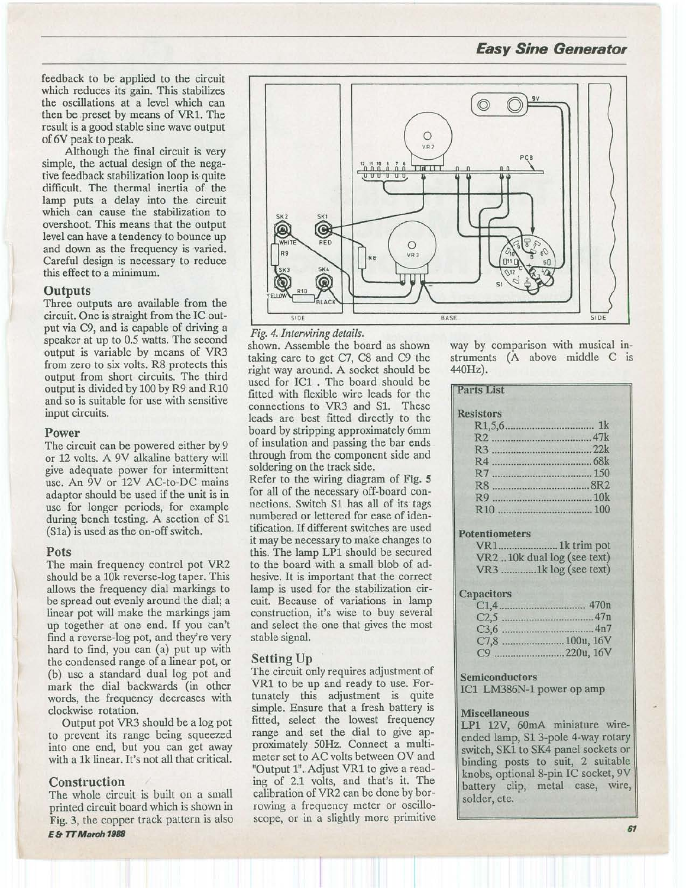feedback to be applied to the circuit which reduces its gain. This stabilizes the oscillations at a level which can then be preset by means of VR1. The result is a good stable sine wave output of 6V peak to peak.

Although the final circuit is very simple, the actual design of the negative feedback stabilization loop is quite difficult. The thermal inertia of the lamp puts a delay into the circuit which can cause the stabilization to overshoot. This means that the output level can have a tendency to bounce up and down as the frequency is varied. Careful design is necessary to reduce this effect to a minimum.

## Outputs

Three outputs are available from the circuit. One is straight from the IC output via C9, and is capable of driving a speaker at up to 0.5 watts. The second output is variable by means of VR3 from zero to six volts. R8 protects this output from short circuits. The third output is divided by 100 by R9 and R10 and so is suitable for use with sensitive input circuits.

## Power

The circuit can be powered either by 9 or 12 volts. A 9V alkaline battery will give adequate power for intermittent use. An 9V or 12V AC-to-DC mains adaptor should be used if the unit is in use for longer periods, for example during bench testing. A section of S1 (S1a) is used as the on-off switch.

## Pots

The main frequency control pot VR2 should be a 10k reverse-log taper. This allows the frequency dial markings to be spread out evenly around the dial; a linear pot will make the markings jam up together at one end. If you can't find a reverse-log pot, and they're very hard to find, you can (a) put up with the condensed range of a linear pot, or (b) use a standard dual log pot and mark the dial backwards (in other words, the frequency decreases with clockwise rotation.

Output pot VR3 should be a log pot to prevent its range being squeezed into one end, but you can get away with a 1k linear. It's not all that critical.

## Construction

The whole circuit is built on a small printed circuit board which is shown in Fig. 3, the copper track pattern is also shown. Assemble the board as shown taking care to get C7, C8 and C9 the right way around. A socket should be used for IC1 . The board should be fitted with flexible wire leads for the connections to VR3 and S1. These leads are best fitted directly to the board by stripping approximately 6mm of insulation and passing the bar ends through from the component side and soldering on the track side.

Refer to the wiring diagram of Fig. 5 for all of the necessary off-board connections. Switch S1 has all of its tags numbered or lettered for ease of identification. If different switches are used it may be necessary to make changes to this. The lamp LP1 should be secured to the board with a small blob of adhesive. It is important that the correct lamp is used for the stabilization circuit. Because of variations in lamp construction, it's wise to buy several and select the one that gives the most stable signal.

SK2 SK1 WHITE RED R9 SK3 SK4 YELLOW R10 BLACK R8 VR3 VR2 PCB 9V S1 SIDE BASE SIDE

*Fig. 4. Interwiring details.*

## Setting Up

The circuit only requires adjustment of VR1 to be up and ready to use. Fortunately this adjustment is quite simple. Ensure that a fresh battery is fitted, select the lowest frequency range and set the dial to give approximately 50Hz. Connect a multimeter set to AC volts between 0V and "Output 1". Adjust VR1 to give a reading of 2.1 volts, and that's it. The calibration of VR2 can be done by borrowing a frequency meter or oscilloscope, or in a slightly more primitive way by comparison with musical instruments (A above middle C is 440Hz).

## Parts List

**Resistors**

| | |
|---|---|
| R1,5,6 | 1k |
| R2 | 47k |
| R3 | 22k |
| R4 | 68k |
| R7 | 150 |
| R8 | 8R2 |
| R9 | 10k |
| R10 | 100 |

**Potentiometers**

| | |
|---|---|
| VR1 | 1k trim pot |
| VR2 | 10k dual log (see text) |
| VR3 | 1k log (see text) |

**Capacitors**

| | |
|---|---|
| C1,4 | 470n |
| C2,5 | 47n |
| C3,6 | 4n7 |
| C7,8 | 100u, 16V |
| C9 | 220u, 16V |

**Semiconductors**

IC1 LM386N-1 power op amp

**Miscellaneous**

LP1 12V, 60mA miniature wire-ended lamp, S1 3-pole 4-way rotary switch, SK1 to SK4 panel sockets or binding posts to suit, 2 suitable knobs, optional 8-pin IC socket, 9V battery clip, metal case, wire, solder, etc.